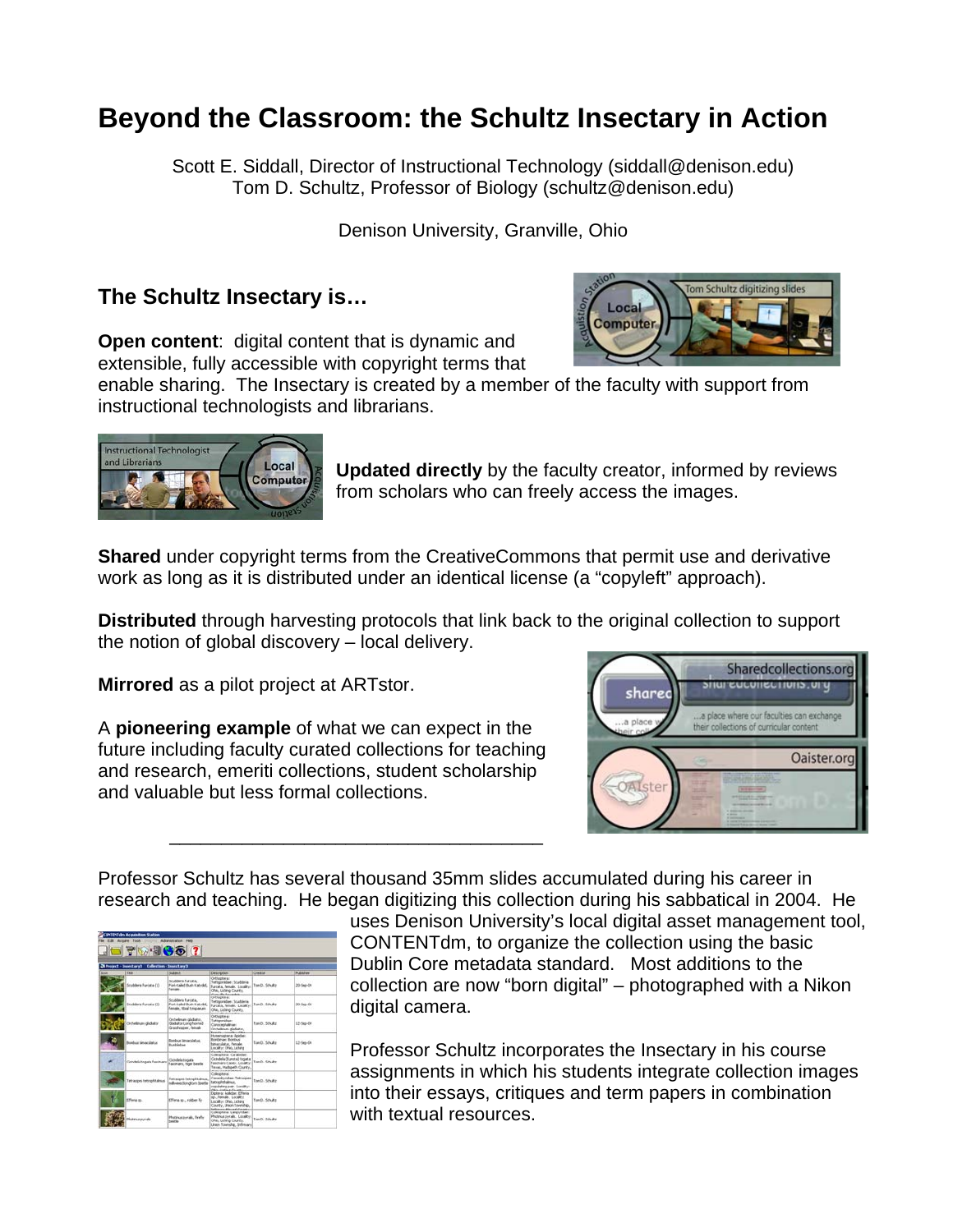# Beyond the Classroom: the Schultz Insectary in Action

Scott E. Siddall, Director of Instructional Technology (siddall@denison.edu)
Tom D. Schultz, Professor of Biology (schultz@denison.edu)

Denison University, Granville, Ohio

## The Schultz Insectary is…

**Open content**: digital content that is dynamic and extensible, fully accessible with copyright terms that enable sharing. The Insectary is created by a member of the faculty with support from instructional technologists and librarians.

**Updated directly** by the faculty creator, informed by reviews from scholars who can freely access the images.

**Shared** under copyright terms from the CreativeCommons that permit use and derivative work as long as it is distributed under an identical license (a "copyleft" approach).

**Distributed** through harvesting protocols that link back to the original collection to support the notion of global discovery – local delivery.

**Mirrored** as a pilot project at ARTstor.

A **pioneering example** of what we can expect in the future including faculty curated collections for teaching and research, emeriti collections, student scholarship and valuable but less formal collections.

---

Professor Schultz has several thousand 35mm slides accumulated during his career in research and teaching. He began digitizing this collection during his sabbatical in 2004. He uses Denison University's local digital asset management tool, CONTENTdm, to organize the collection using the basic Dublin Core metadata standard. Most additions to the collection are now "born digital" – photographed with a Nikon digital camera.

Professor Schultz incorporates the Insectary in his course assignments in which his students integrate collection images into their essays, critiques and term papers in combination with textual resources.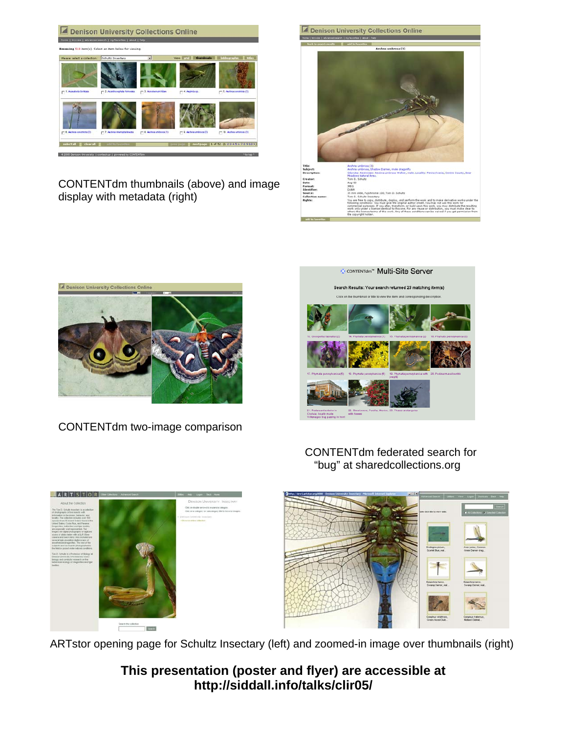CONTENTdm thumbnails (above) and image display with metadata (right)

CONTENTdm two-image comparison

CONTENTdm federated search for "bug" at sharedcollections.org

ARTstor opening page for Schultz Insectary (left) and zoomed-in image over thumbnails (right)

**This presentation (poster and flyer) are accessible at http://siddall.info/talks/clir05/**